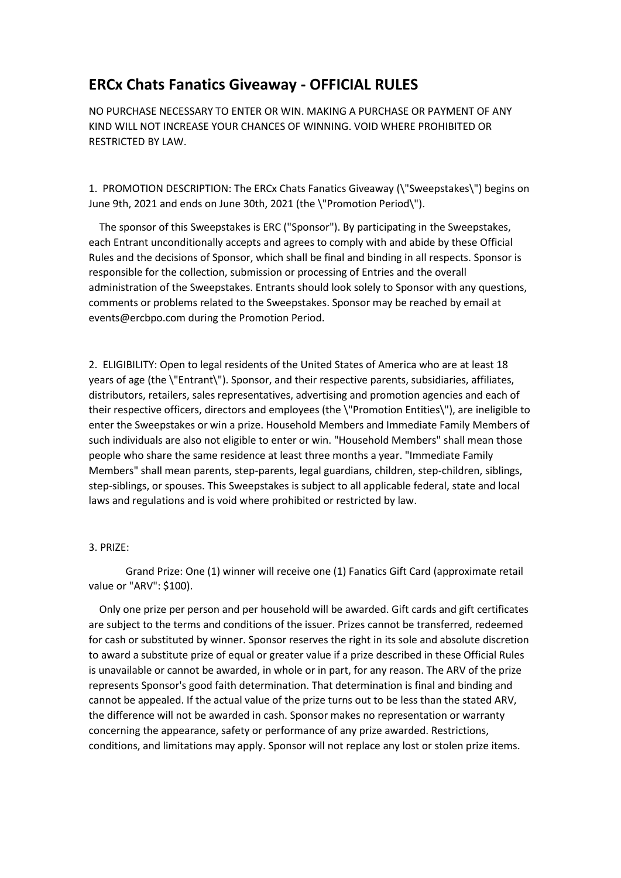# ERCx Chats Fanatics Giveaway - OFFICIAL RULES

NO PURCHASE NECESSARY TO ENTER OR WIN. MAKING A PURCHASE OR PAYMENT OF ANY KIND WILL NOT INCREASE YOUR CHANCES OF WINNING. VOID WHERE PROHIBITED OR RESTRICTED BY LAW.

1. PROMOTION DESCRIPTION: The ERCx Chats Fanatics Giveaway (\"Sweepstakes\") begins on June 9th, 2021 and ends on June 30th, 2021 (the \"Promotion Period\").

The sponsor of this Sweepstakes is ERC ("Sponsor"). By participating in the Sweepstakes, each Entrant unconditionally accepts and agrees to comply with and abide by these Official Rules and the decisions of Sponsor, which shall be final and binding in all respects. Sponsor is responsible for the collection, submission or processing of Entries and the overall administration of the Sweepstakes. Entrants should look solely to Sponsor with any questions, comments or problems related to the Sweepstakes. Sponsor may be reached by email at events@ercbpo.com during the Promotion Period.

2. ELIGIBILITY: Open to legal residents of the United States of America who are at least 18 years of age (the \"Entrant\"). Sponsor, and their respective parents, subsidiaries, affiliates, distributors, retailers, sales representatives, advertising and promotion agencies and each of their respective officers, directors and employees (the \"Promotion Entities\"), are ineligible to enter the Sweepstakes or win a prize. Household Members and Immediate Family Members of such individuals are also not eligible to enter or win. "Household Members" shall mean those people who share the same residence at least three months a year. "Immediate Family Members" shall mean parents, step-parents, legal guardians, children, step-children, siblings, step-siblings, or spouses. This Sweepstakes is subject to all applicable federal, state and local laws and regulations and is void where prohibited or restricted by law.

3. PRIZE:

Grand Prize: One (1) winner will receive one (1) Fanatics Gift Card (approximate retail value or "ARV": $100).

Only one prize per person and per household will be awarded. Gift cards and gift certificates are subject to the terms and conditions of the issuer. Prizes cannot be transferred, redeemed for cash or substituted by winner. Sponsor reserves the right in its sole and absolute discretion to award a substitute prize of equal or greater value if a prize described in these Official Rules is unavailable or cannot be awarded, in whole or in part, for any reason. The ARV of the prize represents Sponsor's good faith determination. That determination is final and binding and cannot be appealed. If the actual value of the prize turns out to be less than the stated ARV, the difference will not be awarded in cash. Sponsor makes no representation or warranty concerning the appearance, safety or performance of any prize awarded. Restrictions, conditions, and limitations may apply. Sponsor will not replace any lost or stolen prize items.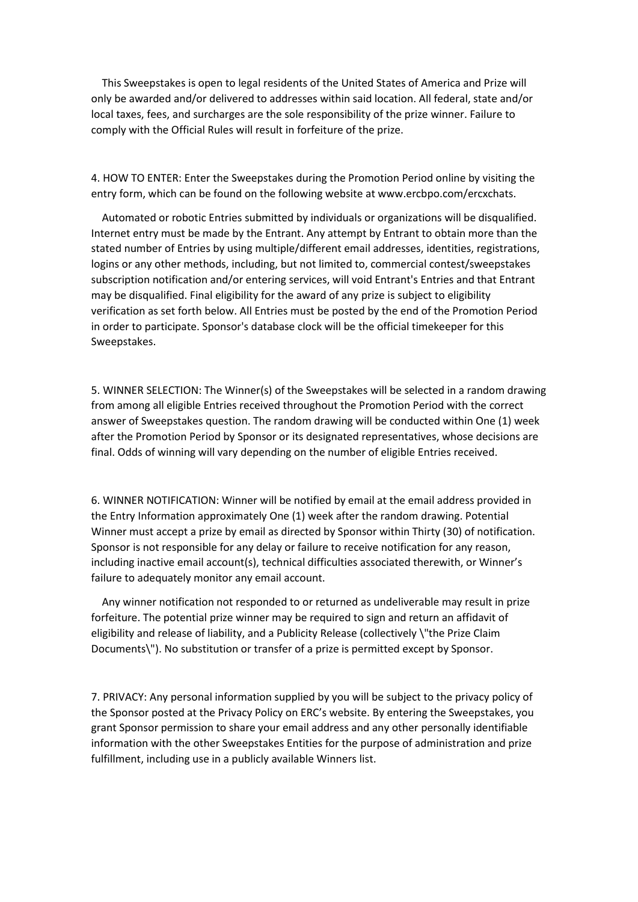This Sweepstakes is open to legal residents of the United States of America and Prize will only be awarded and/or delivered to addresses within said location. All federal, state and/or local taxes, fees, and surcharges are the sole responsibility of the prize winner. Failure to comply with the Official Rules will result in forfeiture of the prize.

4. HOW TO ENTER: Enter the Sweepstakes during the Promotion Period online by visiting the entry form, which can be found on the following website at www.ercbpo.com/ercxchats.

Automated or robotic Entries submitted by individuals or organizations will be disqualified. Internet entry must be made by the Entrant. Any attempt by Entrant to obtain more than the stated number of Entries by using multiple/different email addresses, identities, registrations, logins or any other methods, including, but not limited to, commercial contest/sweepstakes subscription notification and/or entering services, will void Entrant's Entries and that Entrant may be disqualified. Final eligibility for the award of any prize is subject to eligibility verification as set forth below. All Entries must be posted by the end of the Promotion Period in order to participate. Sponsor's database clock will be the official timekeeper for this Sweepstakes.

5. WINNER SELECTION: The Winner(s) of the Sweepstakes will be selected in a random drawing from among all eligible Entries received throughout the Promotion Period with the correct answer of Sweepstakes question. The random drawing will be conducted within One (1) week after the Promotion Period by Sponsor or its designated representatives, whose decisions are final. Odds of winning will vary depending on the number of eligible Entries received.

6. WINNER NOTIFICATION: Winner will be notified by email at the email address provided in the Entry Information approximately One (1) week after the random drawing. Potential Winner must accept a prize by email as directed by Sponsor within Thirty (30) of notification. Sponsor is not responsible for any delay or failure to receive notification for any reason, including inactive email account(s), technical difficulties associated therewith, or Winner's failure to adequately monitor any email account.

Any winner notification not responded to or returned as undeliverable may result in prize forfeiture. The potential prize winner may be required to sign and return an affidavit of eligibility and release of liability, and a Publicity Release (collectively \"the Prize Claim Documents\"). No substitution or transfer of a prize is permitted except by Sponsor.

7. PRIVACY: Any personal information supplied by you will be subject to the privacy policy of the Sponsor posted at the Privacy Policy on ERC's website. By entering the Sweepstakes, you grant Sponsor permission to share your email address and any other personally identifiable information with the other Sweepstakes Entities for the purpose of administration and prize fulfillment, including use in a publicly available Winners list.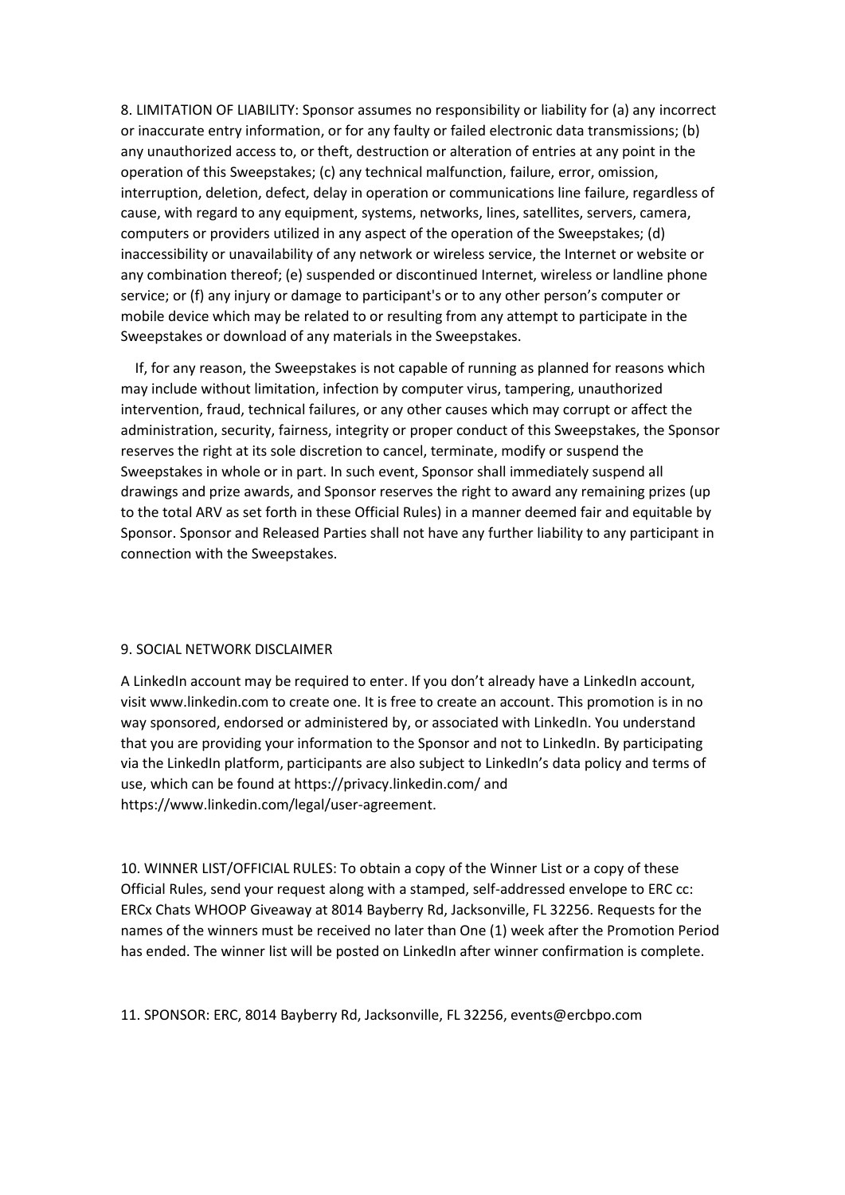8. LIMITATION OF LIABILITY: Sponsor assumes no responsibility or liability for (a) any incorrect or inaccurate entry information, or for any faulty or failed electronic data transmissions; (b) any unauthorized access to, or theft, destruction or alteration of entries at any point in the operation of this Sweepstakes; (c) any technical malfunction, failure, error, omission, interruption, deletion, defect, delay in operation or communications line failure, regardless of cause, with regard to any equipment, systems, networks, lines, satellites, servers, camera, computers or providers utilized in any aspect of the operation of the Sweepstakes; (d) inaccessibility or unavailability of any network or wireless service, the Internet or website or any combination thereof; (e) suspended or discontinued Internet, wireless or landline phone service; or (f) any injury or damage to participant's or to any other person's computer or mobile device which may be related to or resulting from any attempt to participate in the Sweepstakes or download of any materials in the Sweepstakes.

If, for any reason, the Sweepstakes is not capable of running as planned for reasons which may include without limitation, infection by computer virus, tampering, unauthorized intervention, fraud, technical failures, or any other causes which may corrupt or affect the administration, security, fairness, integrity or proper conduct of this Sweepstakes, the Sponsor reserves the right at its sole discretion to cancel, terminate, modify or suspend the Sweepstakes in whole or in part. In such event, Sponsor shall immediately suspend all drawings and prize awards, and Sponsor reserves the right to award any remaining prizes (up to the total ARV as set forth in these Official Rules) in a manner deemed fair and equitable by Sponsor. Sponsor and Released Parties shall not have any further liability to any participant in connection with the Sweepstakes.

9. SOCIAL NETWORK DISCLAIMER

A LinkedIn account may be required to enter. If you don't already have a LinkedIn account, visit www.linkedin.com to create one. It is free to create an account. This promotion is in no way sponsored, endorsed or administered by, or associated with LinkedIn. You understand that you are providing your information to the Sponsor and not to LinkedIn. By participating via the LinkedIn platform, participants are also subject to LinkedIn's data policy and terms of use, which can be found at https://privacy.linkedin.com/ and https://www.linkedin.com/legal/user-agreement.

10. WINNER LIST/OFFICIAL RULES: To obtain a copy of the Winner List or a copy of these Official Rules, send your request along with a stamped, self-addressed envelope to ERC cc: ERCx Chats WHOOP Giveaway at 8014 Bayberry Rd, Jacksonville, FL 32256. Requests for the names of the winners must be received no later than One (1) week after the Promotion Period has ended. The winner list will be posted on LinkedIn after winner confirmation is complete.

11. SPONSOR: ERC, 8014 Bayberry Rd, Jacksonville, FL 32256, events@ercbpo.com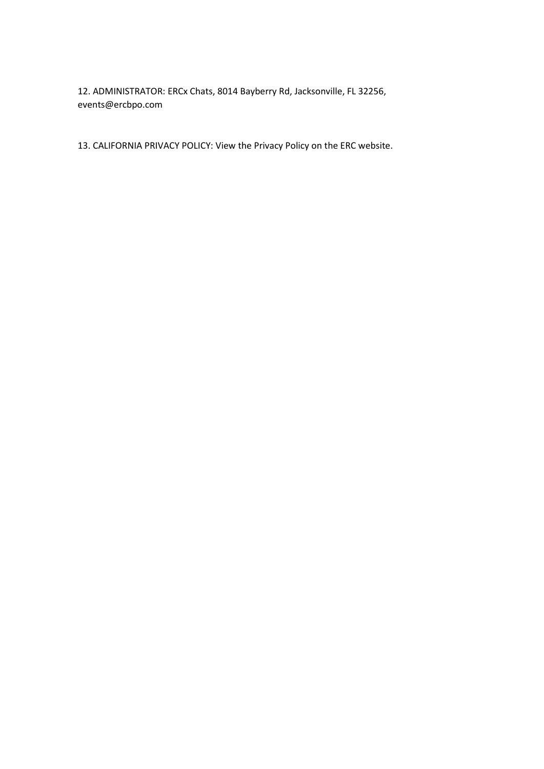12. ADMINISTRATOR: ERCx Chats, 8014 Bayberry Rd, Jacksonville, FL 32256, events@ercbpo.com

13. CALIFORNIA PRIVACY POLICY: View the Privacy Policy on the ERC website.